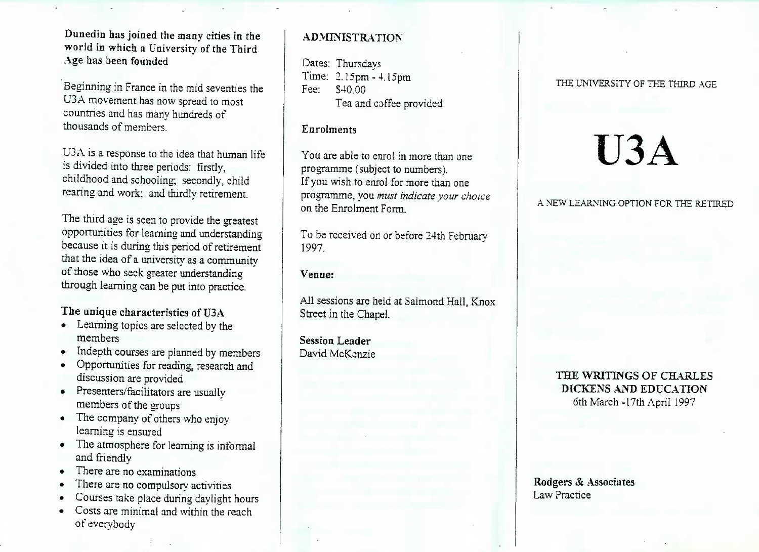**Dunedin has joined the many cities in the world in which a University of the Third Age has been founded**

Beginning in France in the mid seventies the U3A movement has now spread to most countries and has many hundreds of thousands of members.

U3A is a response to the idea that human life is divided into three periods: firstly, childhood and schooling; secondly, child rearing and work; and thirdly retirement.

The third age is seen to provide the greatest opportunities for learning and understanding because it is during this period of retirement that the idea of a university as a community of those who seek greater understanding through learning can be put into practice.

**The unique characteristics of U3A**

- Learning topics are selected by the members
- Indepth courses are planned by members
- Opportunities for reading, research and discussion are provided
- Presenters/facilitators are usually members of the groups
- The company of others who enjoy learning is ensured
- The atmosphere for learning is informal and friendly
- There are no examinations
- There are no compulsory activities
- Courses take place during daylight hours
- Costs are minimal and within the reach of everybody

## ADMINISTRATION

Dates: Thursdays
Time: 2.15pm - 4.15pm
Fee: $40.00
Tea and coffee provided

**Enrolments**

You are able to enrol in more than one programme (subject to numbers).
If you wish to enrol for more than one programme, you *must indicate your choice* on the Enrolment Form.

To be received on or before 24th February 1997.

**Venue:**

All sessions are held at Salmond Hall, Knox Street in the Chapel.

**Session Leader**
David McKenzie

THE UNIVERSITY OF THE THIRD AGE

# U3A

A NEW LEARNING OPTION FOR THE RETIRED

**THE WRITINGS OF CHARLES DICKENS AND EDUCATION**
6th March -17th April 1997

**Rodgers & Associates**
Law Practice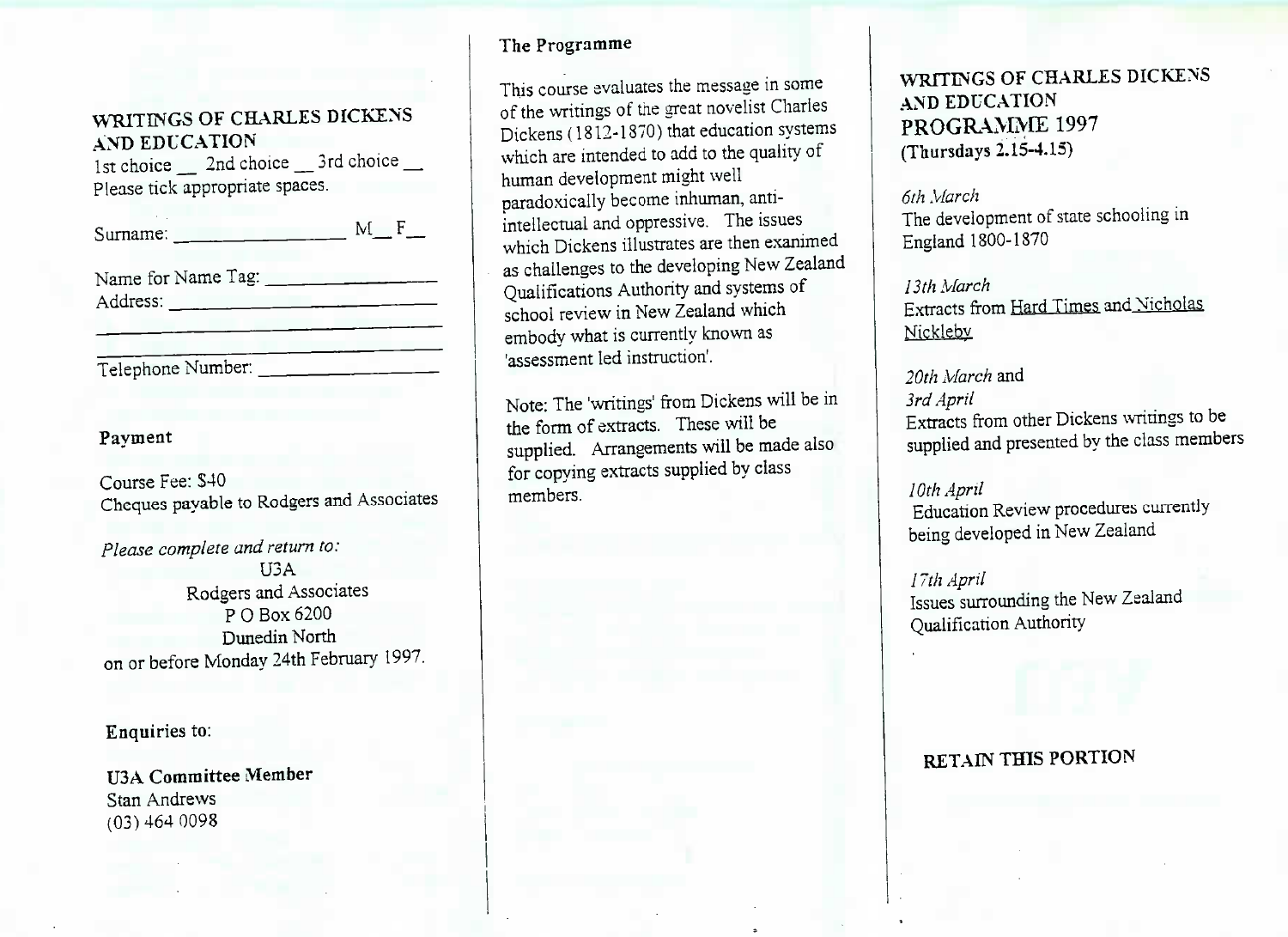## WRITINGS OF CHARLES DICKENS AND EDUCATION

1st choice __ 2nd choice __ 3rd choice __
Please tick appropriate spaces.

Surname: ________________ M__ F__

Name for Name Tag: ________________
Address: ________________________

________________________________

________________________________

Telephone Number: ________________

### Payment

Course Fee: $40
Cheques payable to Rodgers and Associates

*Please complete and return to:*

U3A
Rodgers and Associates
P O Box 6200
Dunedin North

on or before Monday 24th February 1997.

### Enquiries to:

**U3A Committee Member**
Stan Andrews
(03) 464 0098

### The Programme

This course evaluates the message in some of the writings of the great novelist Charles Dickens (1812-1870) that education systems which are intended to add to the quality of human development might well paradoxically become inhuman, anti-intellectual and oppressive. The issues which Dickens illustrates are then examined as challenges to the developing New Zealand Qualifications Authority and systems of school review in New Zealand which embody what is currently known as 'assessment led instruction'.

Note: The 'writings' from Dickens will be in the form of extracts. These will be supplied. Arrangements will be made also for copying extracts supplied by class members.

## WRITINGS OF CHARLES DICKENS AND EDUCATION PROGRAMME 1997

**(Thursdays 2.15-4.15)**

*6th March*
The development of state schooling in England 1800-1870

*13th March*
Extracts from Hard Times and Nicholas Nickleby

*20th March* and
*3rd April*
Extracts from other Dickens writings to be supplied and presented by the class members

*10th April*
Education Review procedures currently being developed in New Zealand

*17th April*
Issues surrounding the New Zealand Qualification Authority

**RETAIN THIS PORTION**